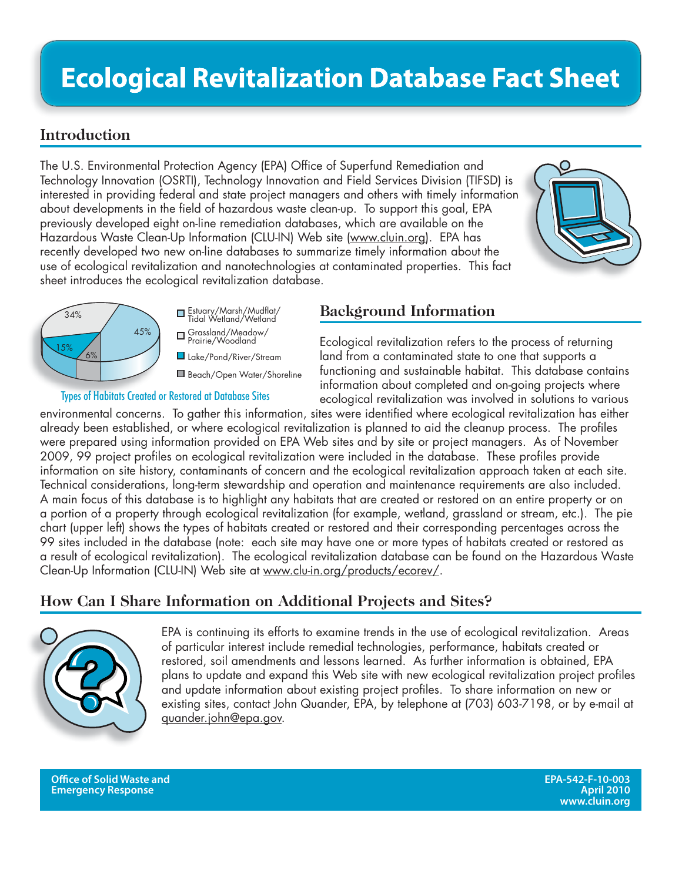# Ecological Revitalization Database Fact Sheet

## Introduction

The U.S. Environmental Protection Agency (EPA) Office of Superfund Remediation and Technology Innovation (OSRTI), Technology Innovation and Field Services Division (TIFSD) is interested in providing federal and state project managers and others with timely information about developments in the field of hazardous waste clean-up. To support this goal, EPA previously developed eight on-line remediation databases, which are available on the Hazardous Waste Clean-Up Information (CLU-IN) Web site (www.cluin.org). EPA has recently developed two new on-line databases to summarize timely information about the use of ecological revitalization and nanotechnologies at contaminated properties. This fact sheet introduces the ecological revitalization database.

| Habitat Type | Percentage |
|---|---|
| Estuary/Marsh/Mudflat/Tidal Wetland/Wetland | 45% |
| Grassland/Meadow/Prairie/Woodland | 34% |
| Lake/Pond/River/Stream | 15% |
| Beach/Open Water/Shoreline | 6% |

Types of Habitats Created or Restored at Database Sites

## Background Information

Ecological revitalization refers to the process of returning land from a contaminated state to one that supports a functioning and sustainable habitat. This database contains information about completed and on-going projects where ecological revitalization was involved in solutions to various environmental concerns. To gather this information, sites were identified where ecological revitalization has either already been established, or where ecological revitalization is planned to aid the cleanup process. The profiles were prepared using information provided on EPA Web sites and by site or project managers. As of November 2009, 99 project profiles on ecological revitalization were included in the database. These profiles provide information on site history, contaminants of concern and the ecological revitalization approach taken at each site. Technical considerations, long-term stewardship and operation and maintenance requirements are also included. A main focus of this database is to highlight any habitats that are created or restored on an entire property or on a portion of a property through ecological revitalization (for example, wetland, grassland or stream, etc.). The pie chart (upper left) shows the types of habitats created or restored and their corresponding percentages across the 99 sites included in the database (note: each site may have one or more types of habitats created or restored as a result of ecological revitalization). The ecological revitalization database can be found on the Hazardous Waste Clean-Up Information (CLU-IN) Web site at www.clu-in.org/products/ecorev/.

## How Can I Share Information on Additional Projects and Sites?

EPA is continuing its efforts to examine trends in the use of ecological revitalization. Areas of particular interest include remedial technologies, performance, habitats created or restored, soil amendments and lessons learned. As further information is obtained, EPA plans to update and expand this Web site with new ecological revitalization project profiles and update information about existing project profiles. To share information on new or existing sites, contact John Quander, EPA, by telephone at (703) 603-7198, or by e-mail at quander.john@epa.gov.

**Office of Solid Waste and Emergency Response**

**EPA-542-F-10-003**
**April 2010**
**www.cluin.org**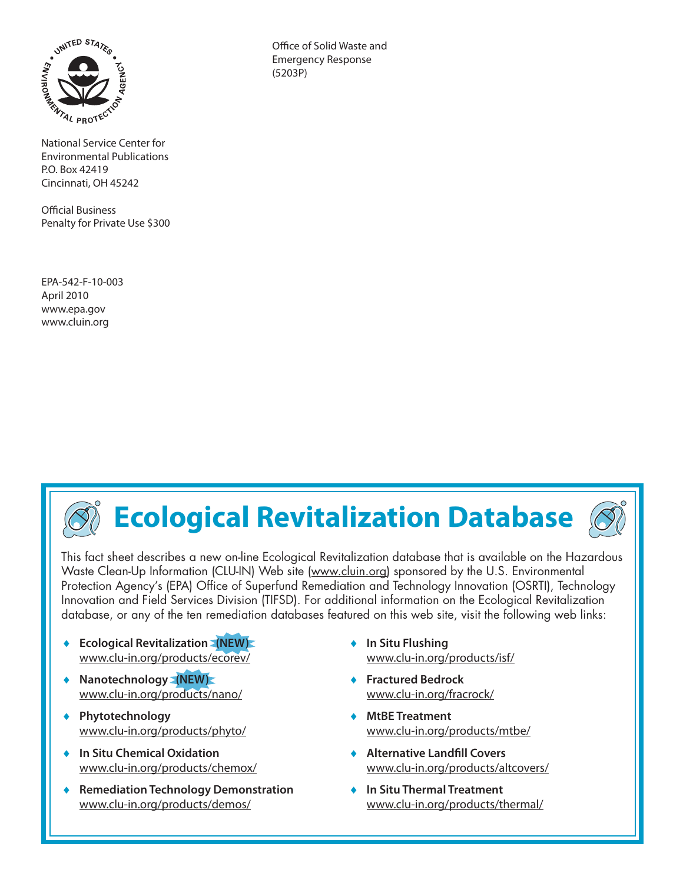UNITED STATES ENVIRONMENTAL PROTECTION AGENCY

Office of Solid Waste and
Emergency Response
(5203P)

National Service Center for
Environmental Publications
P.O. Box 42419
Cincinnati, OH 45242

Official Business
Penalty for Private Use $300

EPA-542-F-10-003
April 2010
www.epa.gov
www.cluin.org

# Ecological Revitalization Database

This fact sheet describes a new on-line Ecological Revitalization database that is available on the Hazardous Waste Clean-Up Information (CLU-IN) Web site (www.cluin.org) sponsored by the U.S. Environmental Protection Agency's (EPA) Office of Superfund Remediation and Technology Innovation (OSRTI), Technology Innovation and Field Services Division (TIFSD). For additional information on the Ecological Revitalization database, or any of the ten remediation databases featured on this web site, visit the following web links:

- **Ecological Revitalization (NEW)**
  www.clu-in.org/products/ecorev/
- **Nanotechnology (NEW)**
  www.clu-in.org/products/nano/
- **Phytotechnology**
  www.clu-in.org/products/phyto/
- **In Situ Chemical Oxidation**
  www.clu-in.org/products/chemox/
- **Remediation Technology Demonstration**
  www.clu-in.org/products/demos/
- **In Situ Flushing**
  www.clu-in.org/products/isf/
- **Fractured Bedrock**
  www.clu-in.org/fracrock/
- **MtBE Treatment**
  www.clu-in.org/products/mtbe/
- **Alternative Landfill Covers**
  www.clu-in.org/products/altcovers/
- **In Situ Thermal Treatment**
  www.clu-in.org/products/thermal/